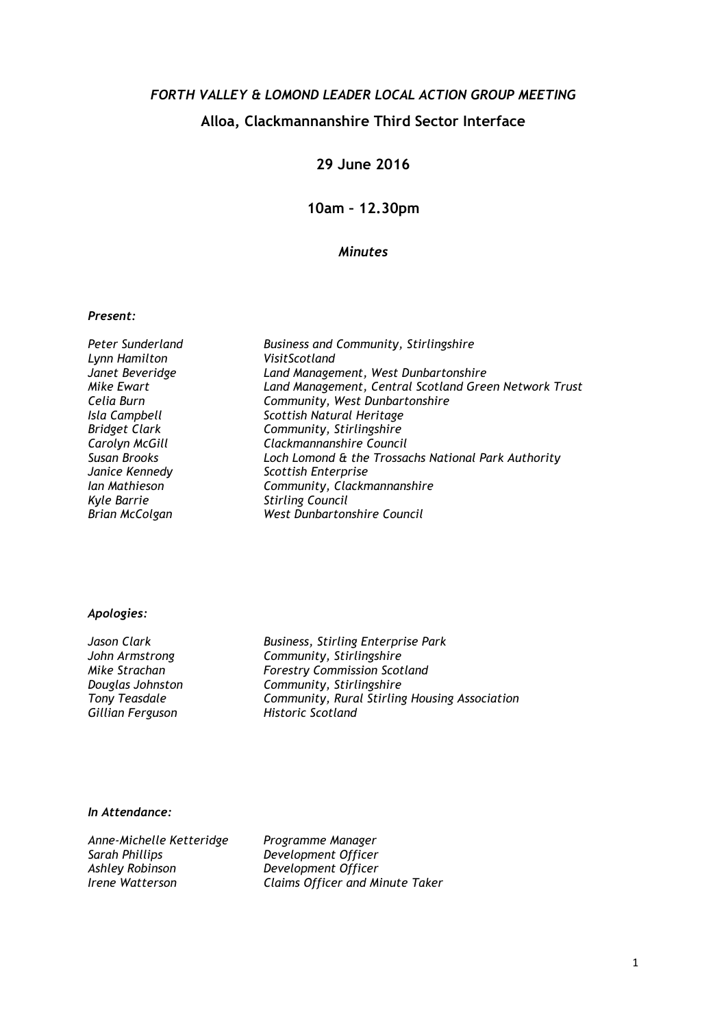# *FORTH VALLEY & LOMOND LEADER LOCAL ACTION GROUP MEETING*

## Alloa, Clackmannanshire Third Sector Interface

### 29 June 2016

### 10am – 12.30pm

*Minutes*

***Present:***

| | |
|---|---|
| *Peter Sunderland* | *Business and Community, Stirlingshire* |
| *Lynn Hamilton* | *VisitScotland* |
| *Janet Beveridge* | *Land Management, West Dunbartonshire* |
| *Mike Ewart* | *Land Management, Central Scotland Green Network Trust* |
| *Celia Burn* | *Community, West Dunbartonshire* |
| *Isla Campbell* | *Scottish Natural Heritage* |
| *Bridget Clark* | *Community, Stirlingshire* |
| *Carolyn McGill* | *Clackmannanshire Council* |
| *Susan Brooks* | *Loch Lomond & the Trossachs National Park Authority* |
| *Janice Kennedy* | *Scottish Enterprise* |
| *Ian Mathieson* | *Community, Clackmannanshire* |
| *Kyle Barrie* | *Stirling Council* |
| *Brian McColgan* | *West Dunbartonshire Council* |

***Apologies:***

| | |
|---|---|
| *Jason Clark* | *Business, Stirling Enterprise Park* |
| *John Armstrong* | *Community, Stirlingshire* |
| *Mike Strachan* | *Forestry Commission Scotland* |
| *Douglas Johnston* | *Community, Stirlingshire* |
| *Tony Teasdale* | *Community, Rural Stirling Housing Association* |
| *Gillian Ferguson* | *Historic Scotland* |

***In Attendance:***

| | |
|---|---|
| *Anne-Michelle Ketteridge* | *Programme Manager* |
| *Sarah Phillips* | *Development Officer* |
| *Ashley Robinson* | *Development Officer* |
| *Irene Watterson* | *Claims Officer and Minute Taker* |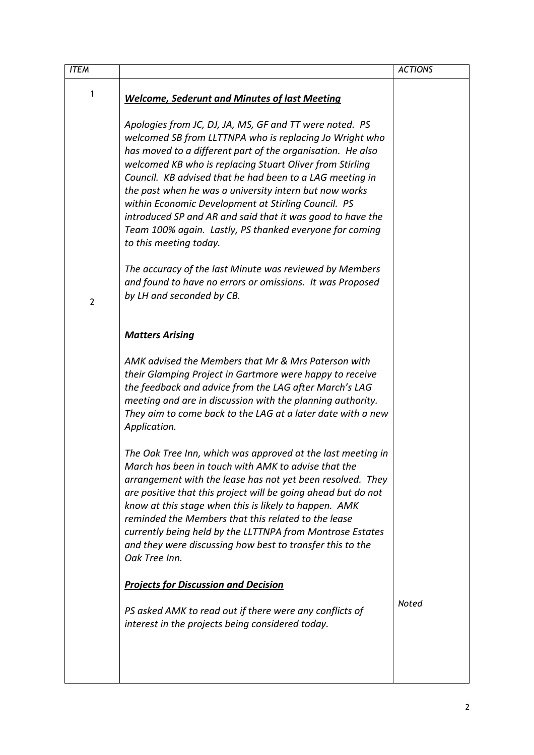| ITEM | | ACTIONS |
|---|---|---|
| 1 | ***Welcome, Sederunt and Minutes of last Meeting***<br><br>*Apologies from JC, DJ, JA, MS, GF and TT were noted. PS welcomed SB from LLTTNPA who is replacing Jo Wright who has moved to a different part of the organisation. He also welcomed KB who is replacing Stuart Oliver from Stirling Council. KB advised that he had been to a LAG meeting in the past when he was a university intern but now works within Economic Development at Stirling Council. PS introduced SP and AR and said that it was good to have the Team 100% again. Lastly, PS thanked everyone for coming to this meeting today.*<br><br>*The accuracy of the last Minute was reviewed by Members and found to have no errors or omissions. It was Proposed by LH and seconded by CB.* | |
| 2 | ***Matters Arising***<br><br>*AMK advised the Members that Mr & Mrs Paterson with their Glamping Project in Gartmore were happy to receive the feedback and advice from the LAG after March's LAG meeting and are in discussion with the planning authority. They aim to come back to the LAG at a later date with a new Application.*<br><br>*The Oak Tree Inn, which was approved at the last meeting in March has been in touch with AMK to advise that the arrangement with the lease has not yet been resolved. They are positive that this project will be going ahead but do not know at this stage when this is likely to happen. AMK reminded the Members that this related to the lease currently being held by the LLTTNPA from Montrose Estates and they were discussing how best to transfer this to the Oak Tree Inn.*<br><br>***Projects for Discussion and Decision***<br><br>*PS asked AMK to read out if there were any conflicts of interest in the projects being considered today.* | *Noted* |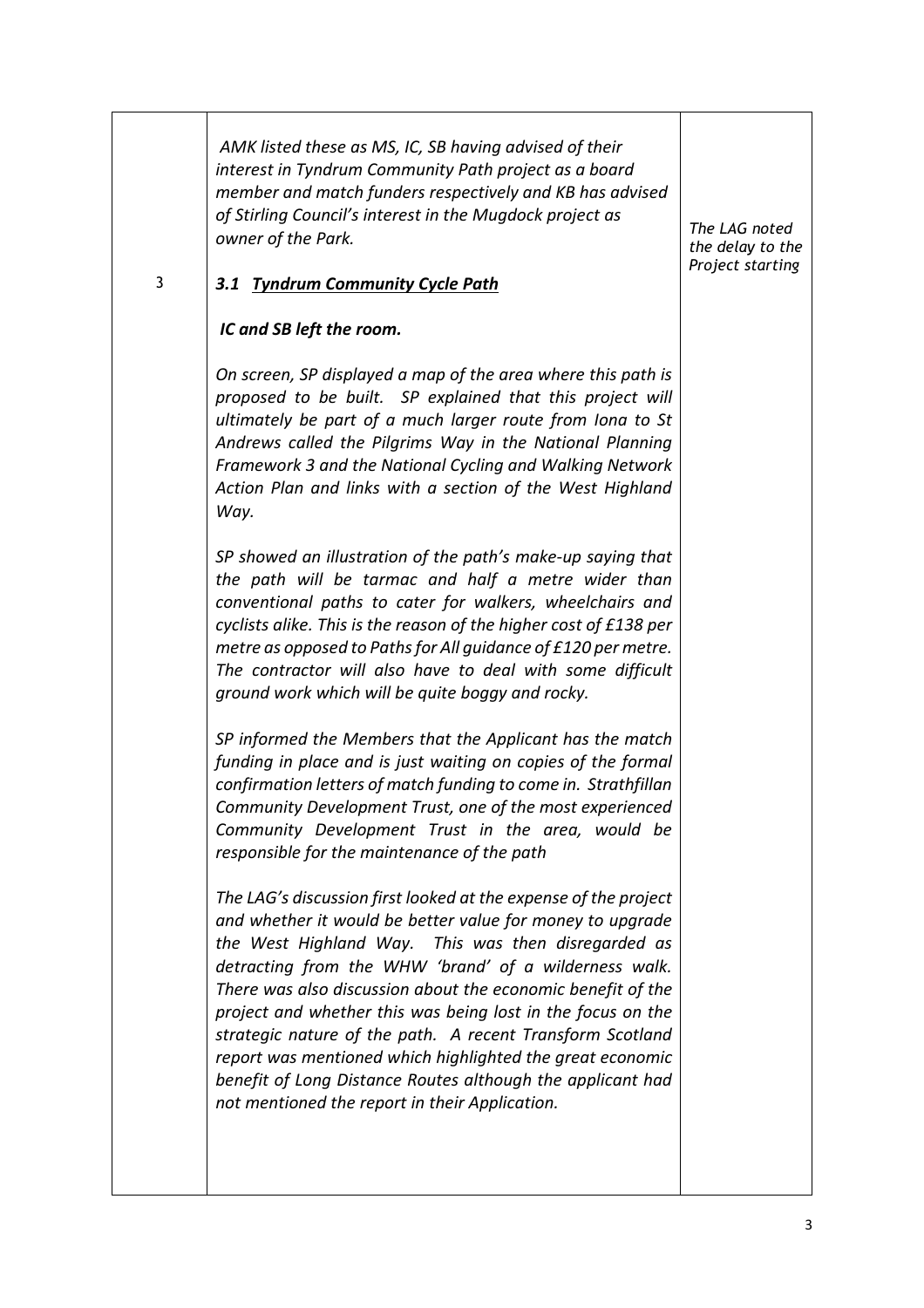| | | |
|---|---|---|
| 3 | *AMK listed these as MS, IC, SB having advised of their interest in Tyndrum Community Path project as a board member and match funders respectively and KB has advised of Stirling Council's interest in the Mugdock project as owner of the Park.*<br><br>***3.1 <u>Tyndrum Community Cycle Path</u>***<br><br>***IC and SB left the room.***<br><br>*On screen, SP displayed a map of the area where this path is proposed to be built. SP explained that this project will ultimately be part of a much larger route from Iona to St Andrews called the Pilgrims Way in the National Planning Framework 3 and the National Cycling and Walking Network Action Plan and links with a section of the West Highland Way.*<br><br>*SP showed an illustration of the path's make-up saying that the path will be tarmac and half a metre wider than conventional paths to cater for walkers, wheelchairs and cyclists alike. This is the reason of the higher cost of £138 per metre as opposed to Paths for All guidance of £120 per metre. The contractor will also have to deal with some difficult ground work which will be quite boggy and rocky.*<br><br>*SP informed the Members that the Applicant has the match funding in place and is just waiting on copies of the formal confirmation letters of match funding to come in. Strathfillan Community Development Trust, one of the most experienced Community Development Trust in the area, would be responsible for the maintenance of the path*<br><br>*The LAG's discussion first looked at the expense of the project and whether it would be better value for money to upgrade the West Highland Way. This was then disregarded as detracting from the WHW 'brand' of a wilderness walk. There was also discussion about the economic benefit of the project and whether this was being lost in the focus on the strategic nature of the path. A recent Transform Scotland report was mentioned which highlighted the great economic benefit of Long Distance Routes although the applicant had not mentioned the report in their Application.* | *The LAG noted the delay to the Project starting* |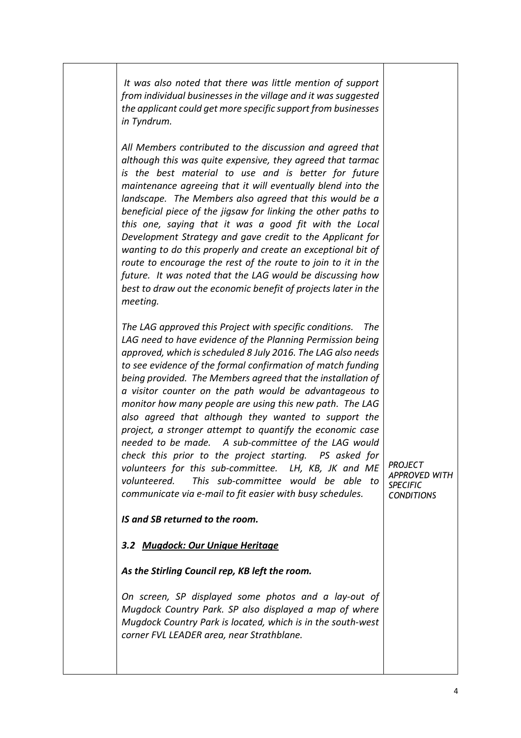| | | |
|---|---|---|
| | *It was also noted that there was little mention of support from individual businesses in the village and it was suggested the applicant could get more specific support from businesses in Tyndrum.*<br><br>*All Members contributed to the discussion and agreed that although this was quite expensive, they agreed that tarmac is the best material to use and is better for future maintenance agreeing that it will eventually blend into the landscape. The Members also agreed that this would be a beneficial piece of the jigsaw for linking the other paths to this one, saying that it was a good fit with the Local Development Strategy and gave credit to the Applicant for wanting to do this properly and create an exceptional bit of route to encourage the rest of the route to join to it in the future. It was noted that the LAG would be discussing how best to draw out the economic benefit of projects later in the meeting.*<br><br>*The LAG approved this Project with specific conditions. The LAG need to have evidence of the Planning Permission being approved, which is scheduled 8 July 2016. The LAG also needs to see evidence of the formal confirmation of match funding being provided. The Members agreed that the installation of a visitor counter on the path would be advantageous to monitor how many people are using this new path. The LAG also agreed that although they wanted to support the project, a stronger attempt to quantify the economic case needed to be made. A sub-committee of the LAG would check this prior to the project starting. PS asked for volunteers for this sub-committee. LH, KB, JK and ME volunteered. This sub-committee would be able to communicate via e-mail to fit easier with busy schedules.* | *PROJECT APPROVED WITH SPECIFIC CONDITIONS* |
| | ***IS and SB returned to the room.***<br><br>***3.2 <u>Mugdock: Our Unique Heritage</u>***<br><br>***As the Stirling Council rep, KB left the room.***<br><br>*On screen, SP displayed some photos and a lay-out of Mugdock Country Park. SP also displayed a map of where Mugdock Country Park is located, which is in the south-west corner FVL LEADER area, near Strathblane.* | |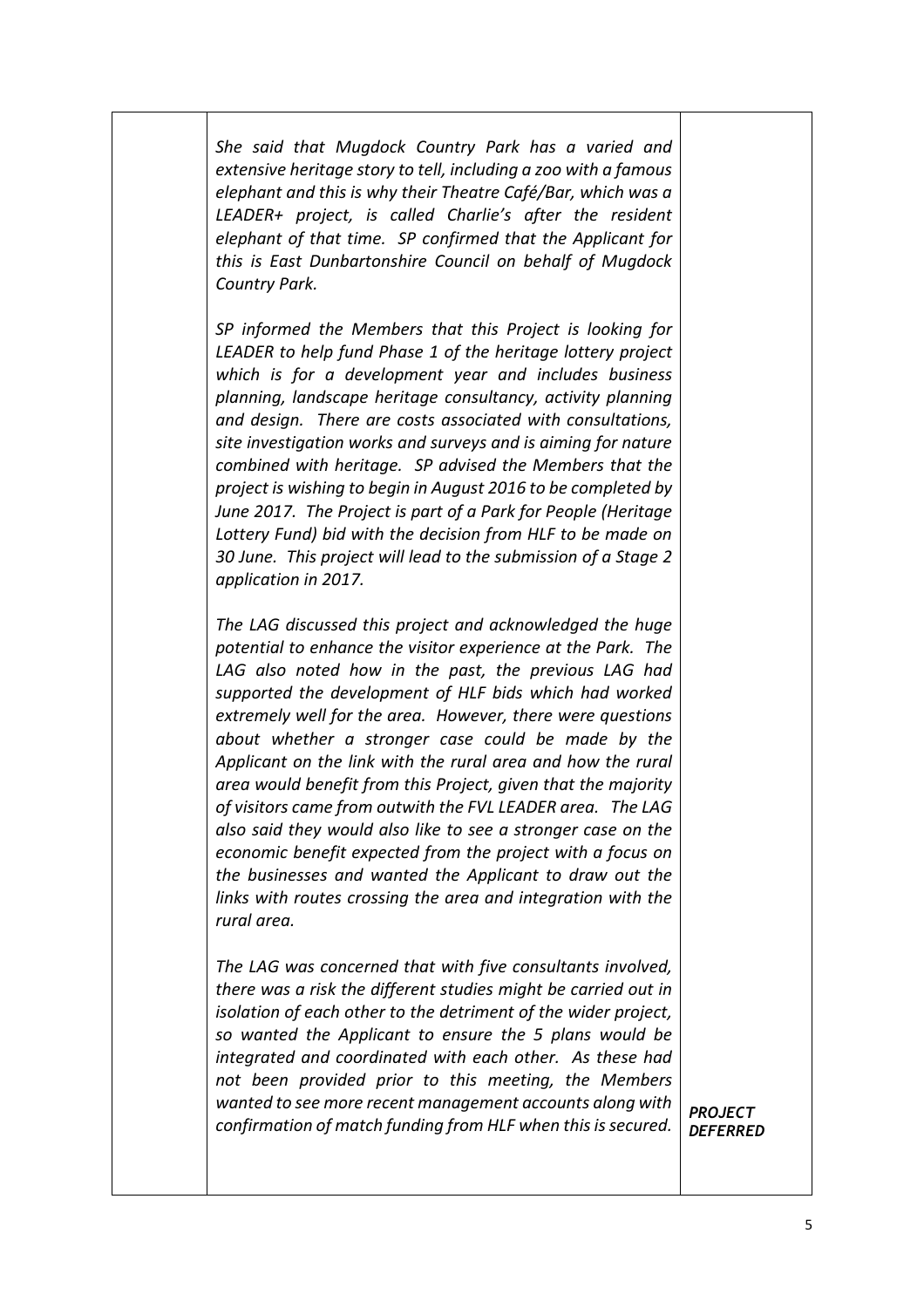| | | |
|---|---|---|
| | *She said that Mugdock Country Park has a varied and extensive heritage story to tell, including a zoo with a famous elephant and this is why their Theatre Café/Bar, which was a LEADER+ project, is called Charlie's after the resident elephant of that time. SP confirmed that the Applicant for this is East Dunbartonshire Council on behalf of Mugdock Country Park.*<br><br>*SP informed the Members that this Project is looking for LEADER to help fund Phase 1 of the heritage lottery project which is for a development year and includes business planning, landscape heritage consultancy, activity planning and design. There are costs associated with consultations, site investigation works and surveys and is aiming for nature combined with heritage. SP advised the Members that the project is wishing to begin in August 2016 to be completed by June 2017. The Project is part of a Park for People (Heritage Lottery Fund) bid with the decision from HLF to be made on 30 June. This project will lead to the submission of a Stage 2 application in 2017.*<br><br>*The LAG discussed this project and acknowledged the huge potential to enhance the visitor experience at the Park. The LAG also noted how in the past, the previous LAG had supported the development of HLF bids which had worked extremely well for the area. However, there were questions about whether a stronger case could be made by the Applicant on the link with the rural area and how the rural area would benefit from this Project, given that the majority of visitors came from outwith the FVL LEADER area. The LAG also said they would also like to see a stronger case on the economic benefit expected from the project with a focus on the businesses and wanted the Applicant to draw out the links with routes crossing the area and integration with the rural area.*<br><br>*The LAG was concerned that with five consultants involved, there was a risk the different studies might be carried out in isolation of each other to the detriment of the wider project, so wanted the Applicant to ensure the 5 plans would be integrated and coordinated with each other. As these had not been provided prior to this meeting, the Members wanted to see more recent management accounts along with confirmation of match funding from HLF when this is secured.* | ***PROJECT DEFERRED*** |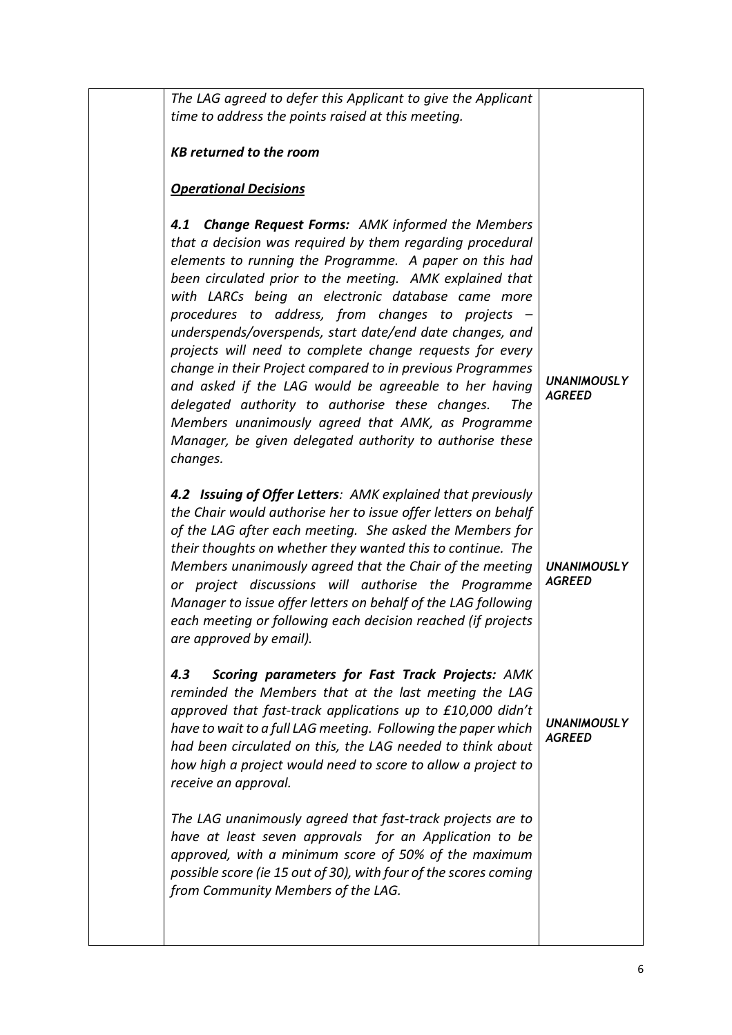| | | |
|---|---|---|
| | *The LAG agreed to defer this Applicant to give the Applicant time to address the points raised at this meeting.*<br><br>***KB returned to the room***<br><br>***<u>Operational Decisions</u>***<br><br>***4.1 Change Request Forms:*** *AMK informed the Members that a decision was required by them regarding procedural elements to running the Programme. A paper on this had been circulated prior to the meeting. AMK explained that with LARCs being an electronic database came more procedures to address, from changes to projects – underspends/overspends, start date/end date changes, and projects will need to complete change requests for every change in their Project compared to in previous Programmes and asked if the LAG would be agreeable to her having delegated authority to authorise these changes. The Members unanimously agreed that AMK, as Programme Manager, be given delegated authority to authorise these changes.* | ***UNANIMOUSLY AGREED*** |
| | ***4.2 Issuing of Offer Letters****: AMK explained that previously the Chair would authorise her to issue offer letters on behalf of the LAG after each meeting. She asked the Members for their thoughts on whether they wanted this to continue. The Members unanimously agreed that the Chair of the meeting or project discussions will authorise the Programme Manager to issue offer letters on behalf of the LAG following each meeting or following each decision reached (if projects are approved by email).* | ***UNANIMOUSLY AGREED*** |
| | ***4.3 Scoring parameters for Fast Track Projects:*** *AMK reminded the Members that at the last meeting the LAG approved that fast-track applications up to £10,000 didn't have to wait to a full LAG meeting. Following the paper which had been circulated on this, the LAG needed to think about how high a project would need to score to allow a project to receive an approval.*<br><br>*The LAG unanimously agreed that fast-track projects are to have at least seven approvals for an Application to be approved, with a minimum score of 50% of the maximum possible score (ie 15 out of 30), with four of the scores coming from Community Members of the LAG.* | ***UNANIMOUSLY AGREED*** |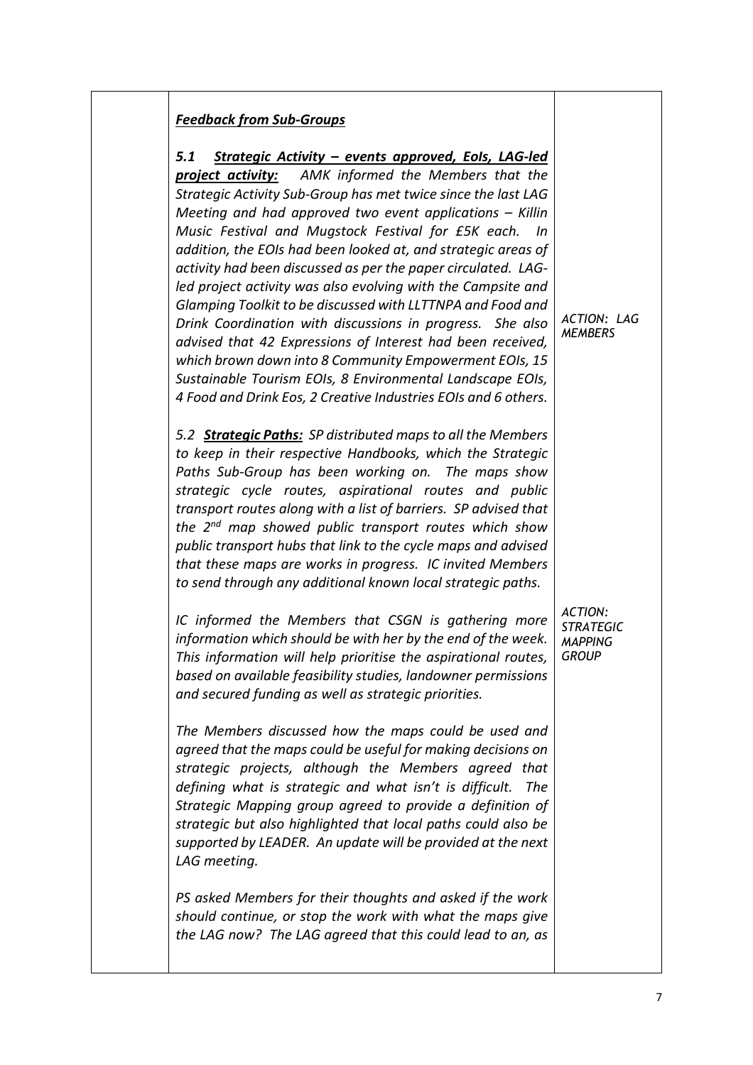| | ***Feedback from Sub-Groups*** | |
|---|---|---|
| | ***5.1 Strategic Activity – events approved, EoIs, LAG-led project activity:*** *AMK informed the Members that the Strategic Activity Sub-Group has met twice since the last LAG Meeting and had approved two event applications – Killin Music Festival and Mugstock Festival for £5K each. In addition, the EOIs had been looked at, and strategic areas of activity had been discussed as per the paper circulated. LAG-led project activity was also evolving with the Campsite and Glamping Toolkit to be discussed with LLTTNPA and Food and Drink Coordination with discussions in progress. She also advised that 42 Expressions of Interest had been received, which brown down into 8 Community Empowerment EOIs, 15 Sustainable Tourism EOIs, 8 Environmental Landscape EOIs, 4 Food and Drink Eos, 2 Creative Industries EOIs and 6 others.* | *ACTION: LAG MEMBERS* |
| | *5.2* ***Strategic Paths:*** *SP distributed maps to all the Members to keep in their respective Handbooks, which the Strategic Paths Sub-Group has been working on. The maps show strategic cycle routes, aspirational routes and public transport routes along with a list of barriers. SP advised that the 2nd map showed public transport routes which show public transport hubs that link to the cycle maps and advised that these maps are works in progress. IC invited Members to send through any additional known local strategic paths.*<br><br>*IC informed the Members that CSGN is gathering more information which should be with her by the end of the week. This information will help prioritise the aspirational routes, based on available feasibility studies, landowner permissions and secured funding as well as strategic priorities.*<br><br>*The Members discussed how the maps could be used and agreed that the maps could be useful for making decisions on strategic projects, although the Members agreed that defining what is strategic and what isn't is difficult. The Strategic Mapping group agreed to provide a definition of strategic but also highlighted that local paths could also be supported by LEADER. An update will be provided at the next LAG meeting.*<br><br>*PS asked Members for their thoughts and asked if the work should continue, or stop the work with what the maps give the LAG now? The LAG agreed that this could lead to an, as* | *ACTION: STRATEGIC MAPPING GROUP* |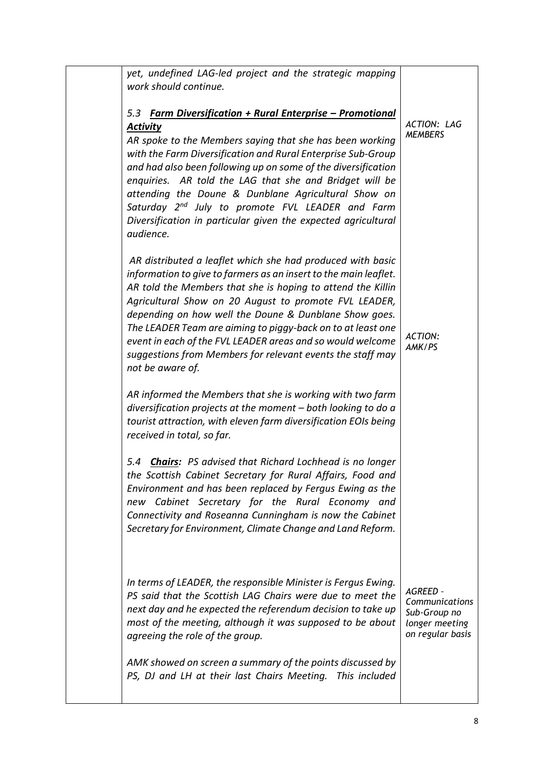| | | |
|---|---|---|
| | *yet, undefined LAG-led project and the strategic mapping work should continue.*<br><br>*5.3 **Farm Diversification + Rural Enterprise – Promotional Activity***<br>*AR spoke to the Members saying that she has been working with the Farm Diversification and Rural Enterprise Sub-Group and had also been following up on some of the diversification enquiries. AR told the LAG that she and Bridget will be attending the Doune & Dunblane Agricultural Show on Saturday 2nd July to promote FVL LEADER and Farm Diversification in particular given the expected agricultural audience.*<br><br>*AR distributed a leaflet which she had produced with basic information to give to farmers as an insert to the main leaflet. AR told the Members that she is hoping to attend the Killin Agricultural Show on 20 August to promote FVL LEADER, depending on how well the Doune & Dunblane Show goes. The LEADER Team are aiming to piggy-back on to at least one event in each of the FVL LEADER areas and so would welcome suggestions from Members for relevant events the staff may not be aware of.*<br><br>*AR informed the Members that she is working with two farm diversification projects at the moment – both looking to do a tourist attraction, with eleven farm diversification EOIs being received in total, so far.* | *ACTION: LAG MEMBERS*<br><br>*ACTION: AMK/PS* |
| | *5.4 **Chairs:** PS advised that Richard Lochhead is no longer the Scottish Cabinet Secretary for Rural Affairs, Food and Environment and has been replaced by Fergus Ewing as the new Cabinet Secretary for the Rural Economy and Connectivity and Roseanna Cunningham is now the Cabinet Secretary for Environment, Climate Change and Land Reform.*<br><br>*In terms of LEADER, the responsible Minister is Fergus Ewing. PS said that the Scottish LAG Chairs were due to meet the next day and he expected the referendum decision to take up most of the meeting, although it was supposed to be about agreeing the role of the group.*<br><br>*AMK showed on screen a summary of the points discussed by PS, DJ and LH at their last Chairs Meeting. This included* | *AGREED - Communications Sub-Group no longer meeting on regular basis* |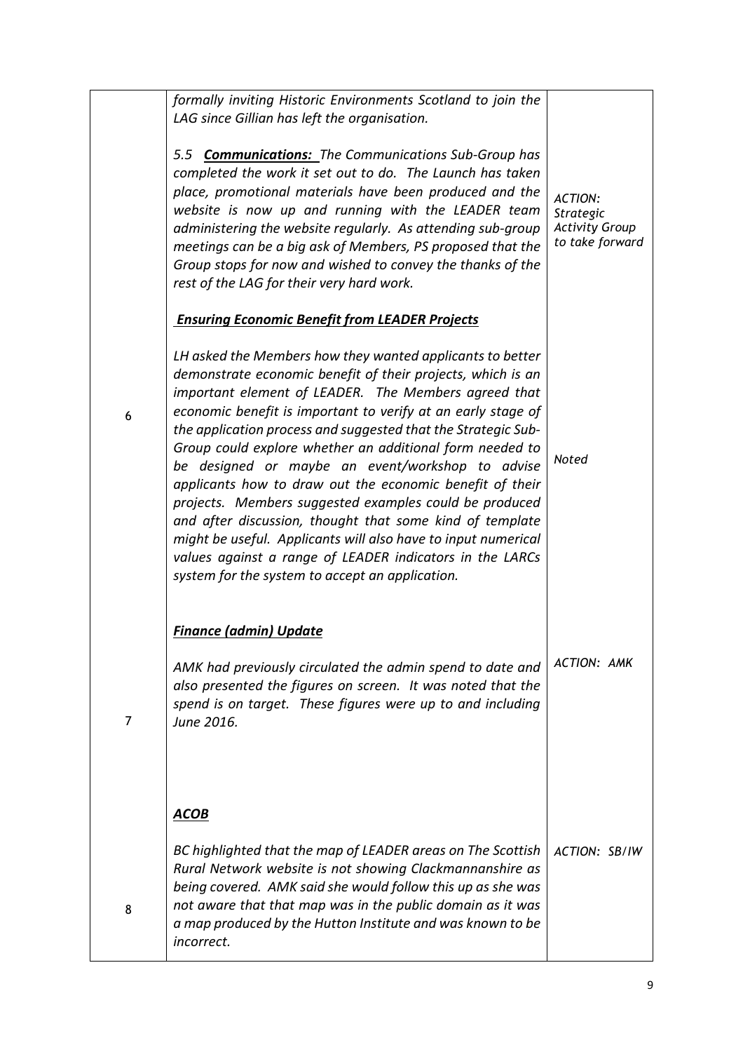|   |   |   |
|---|---|---|
|   | *formally inviting Historic Environments Scotland to join the LAG since Gillian has left the organisation.*<br><br>*5.5* ***Communications:*** *The Communications Sub-Group has completed the work it set out to do. The Launch has taken place, promotional materials have been produced and the website is now up and running with the LEADER team administering the website regularly. As attending sub-group meetings can be a big ask of Members, PS proposed that the Group stops for now and wished to convey the thanks of the rest of the LAG for their very hard work.* | *ACTION: Strategic Activity Group to take forward* |
| 6 | ***Ensuring Economic Benefit from LEADER Projects***<br><br>*LH asked the Members how they wanted applicants to better demonstrate economic benefit of their projects, which is an important element of LEADER. The Members agreed that economic benefit is important to verify at an early stage of the application process and suggested that the Strategic Sub-Group could explore whether an additional form needed to be designed or maybe an event/workshop to advise applicants how to draw out the economic benefit of their projects. Members suggested examples could be produced and after discussion, thought that some kind of template might be useful. Applicants will also have to input numerical values against a range of LEADER indicators in the LARCs system for the system to accept an application.* | *Noted* |
| 7 | ***Finance (admin) Update***<br><br>*AMK had previously circulated the admin spend to date and also presented the figures on screen. It was noted that the spend is on target. These figures were up to and including June 2016.* | *ACTION: AMK* |
| 8 | ***ACOB***<br><br>*BC highlighted that the map of LEADER areas on The Scottish Rural Network website is not showing Clackmannanshire as being covered. AMK said she would follow this up as she was not aware that that map was in the public domain as it was a map produced by the Hutton Institute and was known to be incorrect.* | *ACTION: SB/IW* |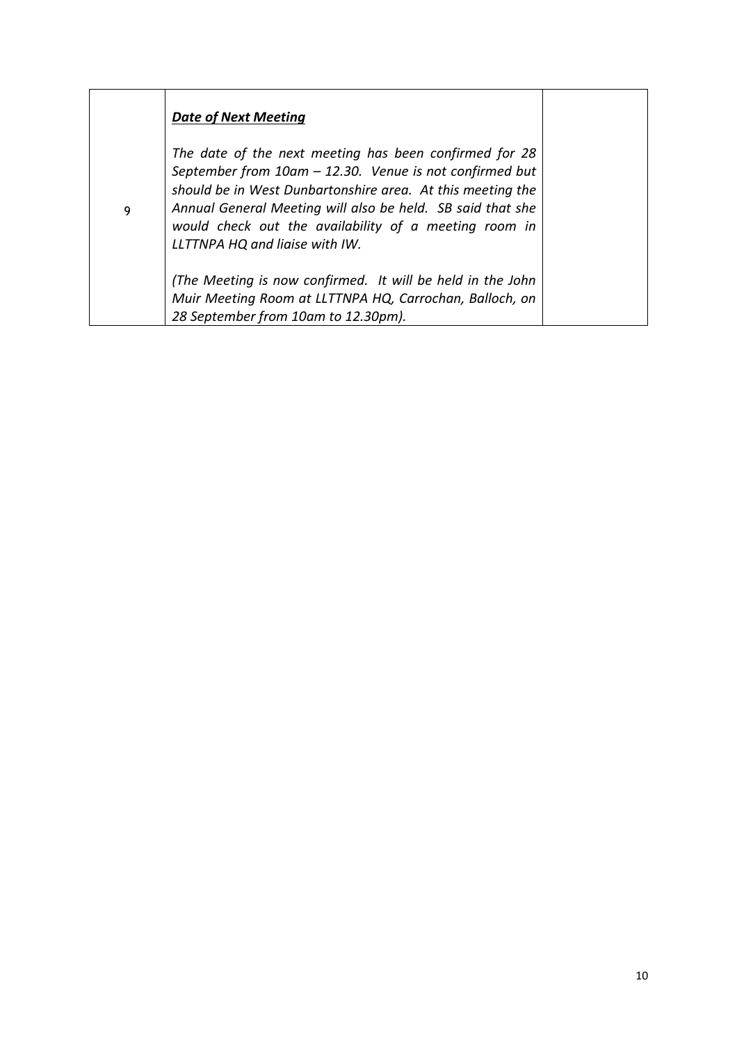| | | |
|---|---|---|
| 9 | ***<u>Date of Next Meeting</u>***<br><br>*The date of the next meeting has been confirmed for 28 September from 10am – 12.30. Venue is not confirmed but should be in West Dunbartonshire area. At this meeting the Annual General Meeting will also be held. SB said that she would check out the availability of a meeting room in LLTTNPA HQ and liaise with IW.*<br><br>*(The Meeting is now confirmed. It will be held in the John Muir Meeting Room at LLTTNPA HQ, Carrochan, Balloch, on 28 September from 10am to 12.30pm).* | |